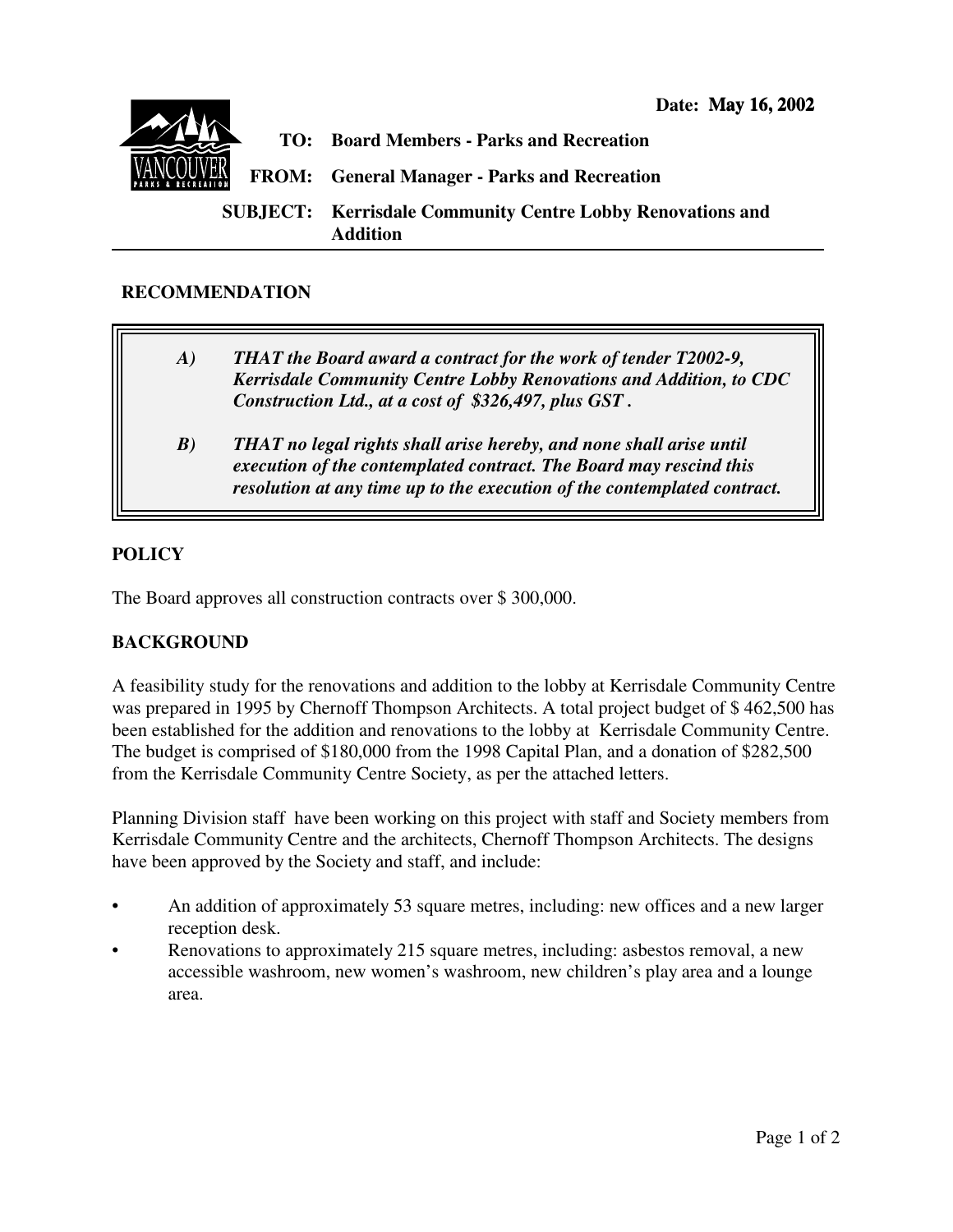**Date: May 16, 2002**

**TO:** Board Members - Parks and Recreation

**FROM:** General Manager - Parks and Recreation

**SUBJECT:** Kerrisdale Community Centre Lobby Renovations and Addition

## RECOMMENDATION

***A) THAT the Board award a contract for the work of tender T2002-9, Kerrisdale Community Centre Lobby Renovations and Addition, to CDC Construction Ltd., at a cost of $326,497, plus GST .***

***B) THAT no legal rights shall arise hereby, and none shall arise until execution of the contemplated contract. The Board may rescind this resolution at any time up to the execution of the contemplated contract.***

## POLICY

The Board approves all construction contracts over $ 300,000.

## BACKGROUND

A feasibility study for the renovations and addition to the lobby at Kerrisdale Community Centre was prepared in 1995 by Chernoff Thompson Architects. A total project budget of $ 462,500 has been established for the addition and renovations to the lobby at Kerrisdale Community Centre. The budget is comprised of $180,000 from the 1998 Capital Plan, and a donation of $282,500 from the Kerrisdale Community Centre Society, as per the attached letters.

Planning Division staff have been working on this project with staff and Society members from Kerrisdale Community Centre and the architects, Chernoff Thompson Architects. The designs have been approved by the Society and staff, and include:

- An addition of approximately 53 square metres, including: new offices and a new larger reception desk.
- Renovations to approximately 215 square metres, including: asbestos removal, a new accessible washroom, new women's washroom, new children's play area and a lounge area.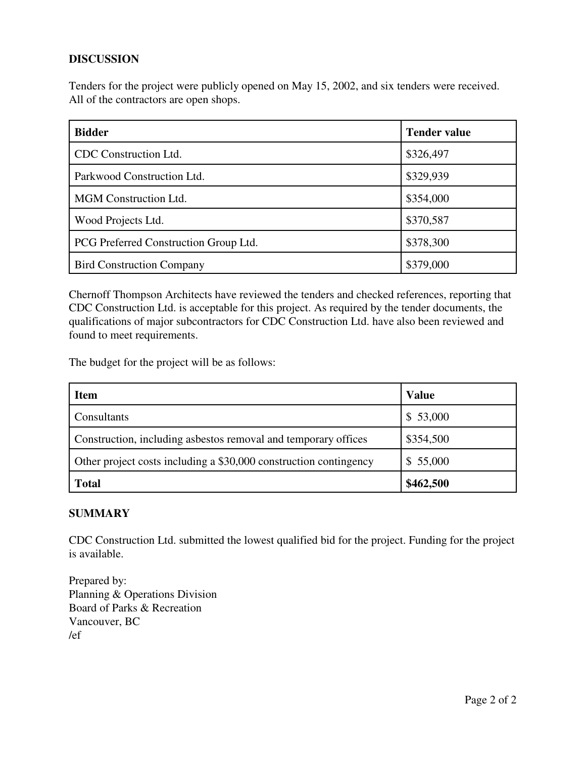## DISCUSSION

Tenders for the project were publicly opened on May 15, 2002, and six tenders were received. All of the contractors are open shops.

| Bidder | Tender value |
|---|---|
| CDC Construction Ltd. | $326,497 |
| Parkwood Construction Ltd. | $329,939 |
| MGM Construction Ltd. | $354,000 |
| Wood Projects Ltd. | $370,587 |
| PCG Preferred Construction Group Ltd. | $378,300 |
| Bird Construction Company | $379,000 |

Chernoff Thompson Architects have reviewed the tenders and checked references, reporting that CDC Construction Ltd. is acceptable for this project. As required by the tender documents, the qualifications of major subcontractors for CDC Construction Ltd. have also been reviewed and found to meet requirements.

The budget for the project will be as follows:

| Item | Value |
|---|---|
| Consultants | $ 53,000 |
| Construction, including asbestos removal and temporary offices | $354,500 |
| Other project costs including a $30,000 construction contingency | $ 55,000 |
| **Total** | **$462,500** |

## SUMMARY

CDC Construction Ltd. submitted the lowest qualified bid for the project. Funding for the project is available.

Prepared by:
Planning & Operations Division
Board of Parks & Recreation
Vancouver, BC
/ef